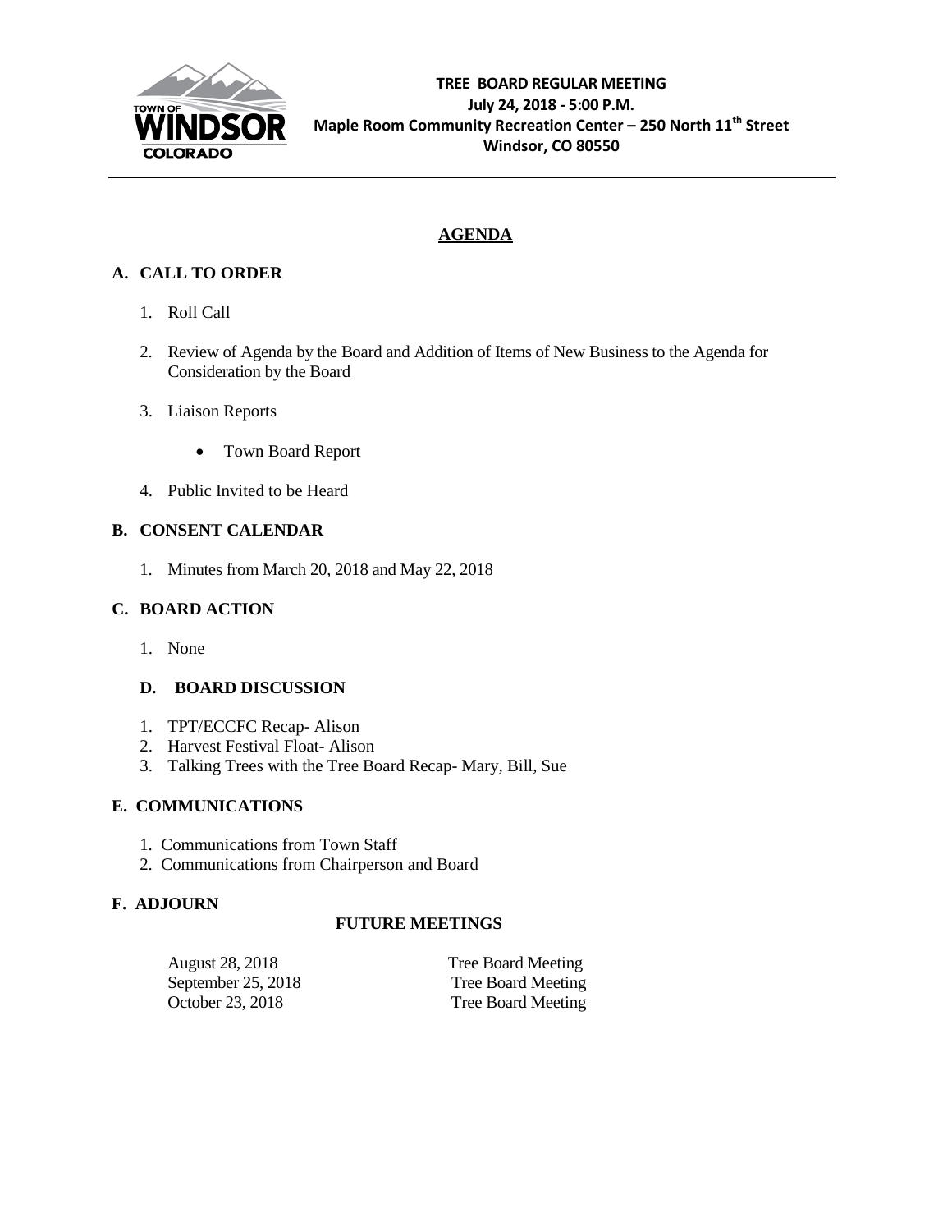**TREE BOARD REGULAR MEETING**
**July 24, 2018 - 5:00 P.M.**
**Maple Room Community Recreation Center – 250 North 11th Street**
**Windsor, CO 80550**

# AGENDA

## A. CALL TO ORDER

1. Roll Call
2. Review of Agenda by the Board and Addition of Items of New Business to the Agenda for Consideration by the Board
3. Liaison Reports
    - Town Board Report
4. Public Invited to be Heard

## B. CONSENT CALENDAR

1. Minutes from March 20, 2018 and May 22, 2018

## C. BOARD ACTION

1. None

## D. BOARD DISCUSSION

1. TPT/ECCFC Recap- Alison
2. Harvest Festival Float- Alison
3. Talking Trees with the Tree Board Recap- Mary, Bill, Sue

## E. COMMUNICATIONS

1. Communications from Town Staff
2. Communications from Chairperson and Board

## F. ADJOURN

### FUTURE MEETINGS

| | |
|---|---|
| August 28, 2018 | Tree Board Meeting |
| September 25, 2018 | Tree Board Meeting |
| October 23, 2018 | Tree Board Meeting |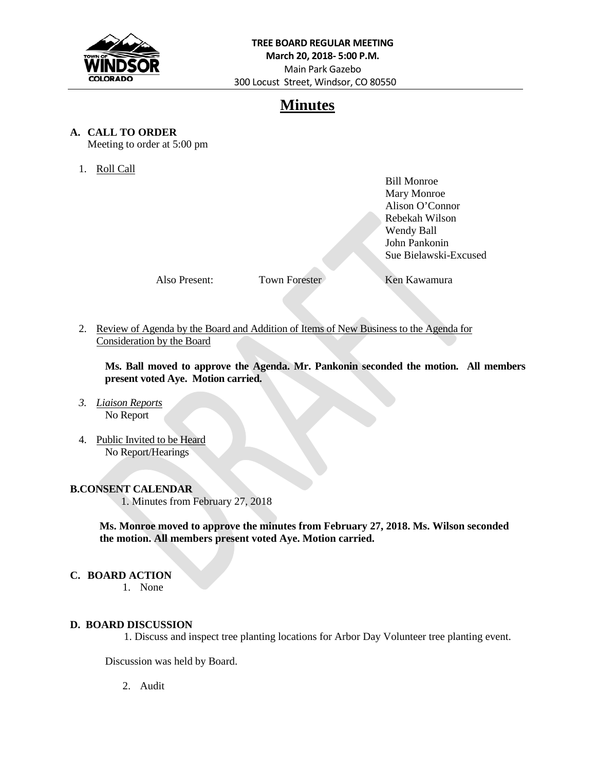**TREE BOARD REGULAR MEETING**
**March 20, 2018- 5:00 P.M.**
Main Park Gazebo
300 Locust Street, Windsor, CO 80550

# Minutes

## A. CALL TO ORDER

Meeting to order at 5:00 pm

1. Roll Call

Bill Monroe
Mary Monroe
Alison O'Connor
Rebekah Wilson
Wendy Ball
John Pankonin
Sue Bielawski-Excused

Also Present: Town Forester Ken Kawamura

2. Review of Agenda by the Board and Addition of Items of New Business to the Agenda for Consideration by the Board

**Ms. Ball moved to approve the Agenda. Mr. Pankonin seconded the motion. All members present voted Aye. Motion carried.**

3. *Liaison Reports*
   No Report

4. Public Invited to be Heard
   No Report/Hearings

## B. CONSENT CALENDAR

1. Minutes from February 27, 2018

**Ms. Monroe moved to approve the minutes from February 27, 2018. Ms. Wilson seconded the motion. All members present voted Aye. Motion carried.**

## C. BOARD ACTION

1. None

## D. BOARD DISCUSSION

1. Discuss and inspect tree planting locations for Arbor Day Volunteer tree planting event.

Discussion was held by Board.

2. Audit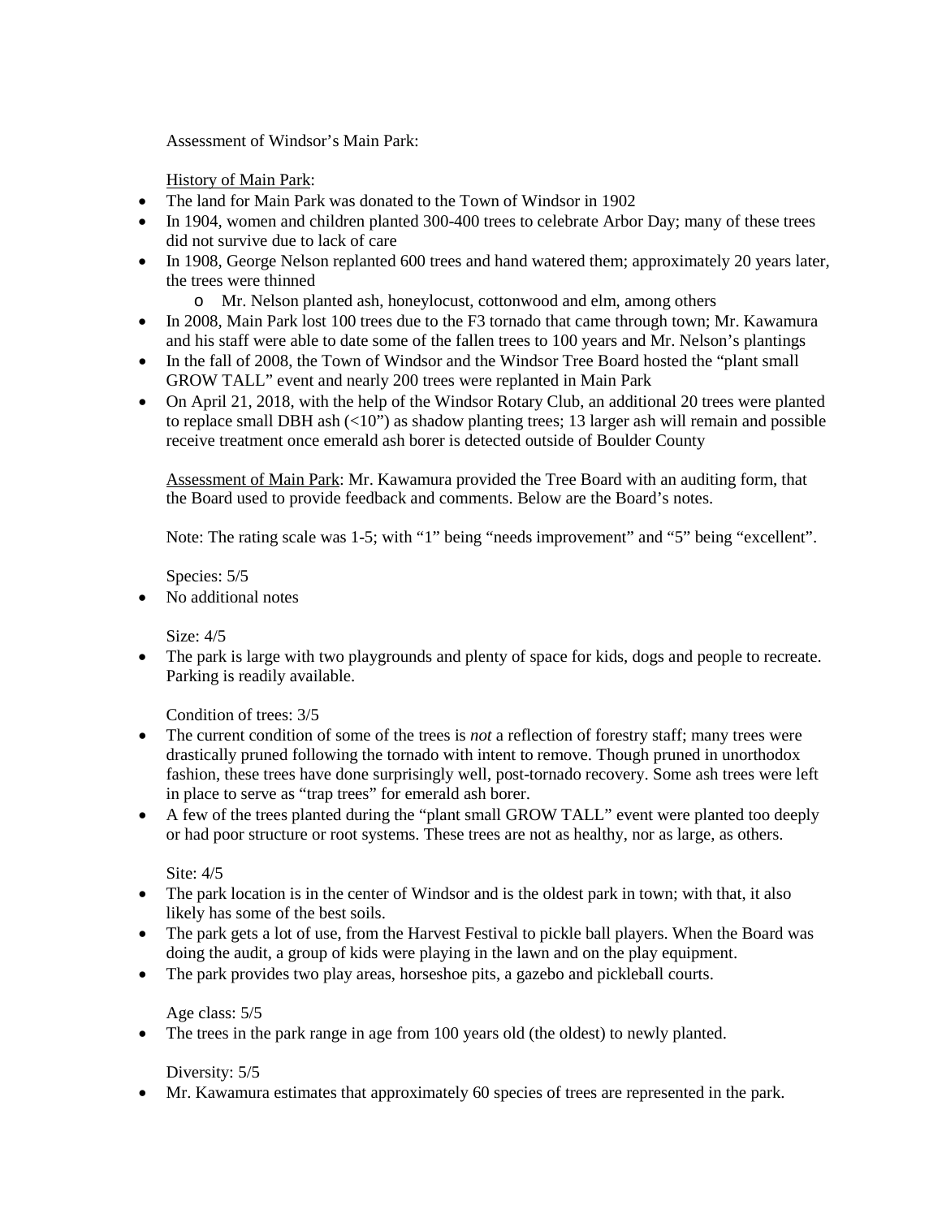Assessment of Windsor's Main Park:

<u>History of Main Park</u>:

- The land for Main Park was donated to the Town of Windsor in 1902
- In 1904, women and children planted 300-400 trees to celebrate Arbor Day; many of these trees did not survive due to lack of care
- In 1908, George Nelson replanted 600 trees and hand watered them; approximately 20 years later, the trees were thinned
  - Mr. Nelson planted ash, honeylocust, cottonwood and elm, among others
- In 2008, Main Park lost 100 trees due to the F3 tornado that came through town; Mr. Kawamura and his staff were able to date some of the fallen trees to 100 years and Mr. Nelson's plantings
- In the fall of 2008, the Town of Windsor and the Windsor Tree Board hosted the "plant small GROW TALL" event and nearly 200 trees were replanted in Main Park
- On April 21, 2018, with the help of the Windsor Rotary Club, an additional 20 trees were planted to replace small DBH ash (<10") as shadow planting trees; 13 larger ash will remain and possible receive treatment once emerald ash borer is detected outside of Boulder County

<u>Assessment of Main Park</u>: Mr. Kawamura provided the Tree Board with an auditing form, that the Board used to provide feedback and comments. Below are the Board's notes.

Note: The rating scale was 1-5; with "1" being "needs improvement" and "5" being "excellent".

Species: 5/5

- No additional notes

Size: 4/5

- The park is large with two playgrounds and plenty of space for kids, dogs and people to recreate. Parking is readily available.

Condition of trees: 3/5

- The current condition of some of the trees is *not* a reflection of forestry staff; many trees were drastically pruned following the tornado with intent to remove. Though pruned in unorthodox fashion, these trees have done surprisingly well, post-tornado recovery. Some ash trees were left in place to serve as "trap trees" for emerald ash borer.
- A few of the trees planted during the "plant small GROW TALL" event were planted too deeply or had poor structure or root systems. These trees are not as healthy, nor as large, as others.

Site: 4/5

- The park location is in the center of Windsor and is the oldest park in town; with that, it also likely has some of the best soils.
- The park gets a lot of use, from the Harvest Festival to pickle ball players. When the Board was doing the audit, a group of kids were playing in the lawn and on the play equipment.
- The park provides two play areas, horseshoe pits, a gazebo and pickleball courts.

Age class: 5/5

- The trees in the park range in age from 100 years old (the oldest) to newly planted.

Diversity: 5/5

- Mr. Kawamura estimates that approximately 60 species of trees are represented in the park.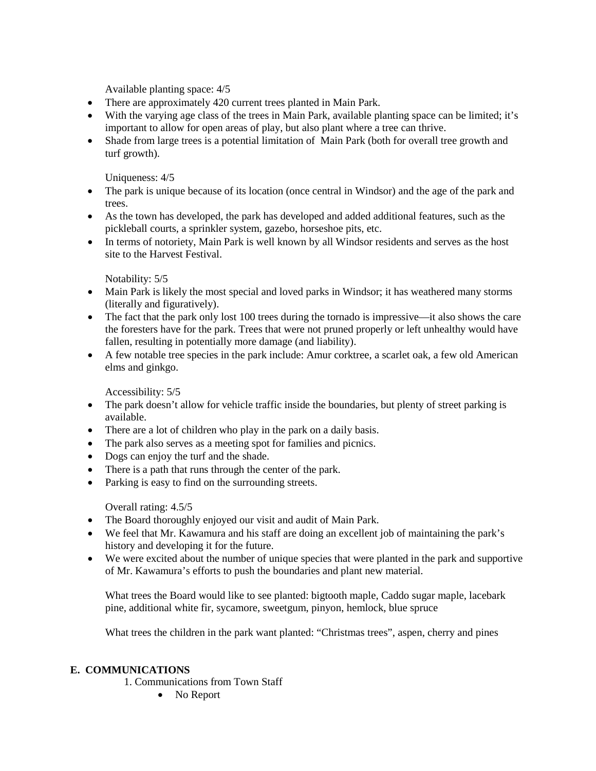Available planting space: 4/5

- There are approximately 420 current trees planted in Main Park.
- With the varying age class of the trees in Main Park, available planting space can be limited; it's important to allow for open areas of play, but also plant where a tree can thrive.
- Shade from large trees is a potential limitation of Main Park (both for overall tree growth and turf growth).

Uniqueness: 4/5

- The park is unique because of its location (once central in Windsor) and the age of the park and trees.
- As the town has developed, the park has developed and added additional features, such as the pickleball courts, a sprinkler system, gazebo, horseshoe pits, etc.
- In terms of notoriety, Main Park is well known by all Windsor residents and serves as the host site to the Harvest Festival.

Notability: 5/5

- Main Park is likely the most special and loved parks in Windsor; it has weathered many storms (literally and figuratively).
- The fact that the park only lost 100 trees during the tornado is impressive—it also shows the care the foresters have for the park. Trees that were not pruned properly or left unhealthy would have fallen, resulting in potentially more damage (and liability).
- A few notable tree species in the park include: Amur corktree, a scarlet oak, a few old American elms and ginkgo.

Accessibility: 5/5

- The park doesn't allow for vehicle traffic inside the boundaries, but plenty of street parking is available.
- There are a lot of children who play in the park on a daily basis.
- The park also serves as a meeting spot for families and picnics.
- Dogs can enjoy the turf and the shade.
- There is a path that runs through the center of the park.
- Parking is easy to find on the surrounding streets.

Overall rating: 4.5/5

- The Board thoroughly enjoyed our visit and audit of Main Park.
- We feel that Mr. Kawamura and his staff are doing an excellent job of maintaining the park's history and developing it for the future.
- We were excited about the number of unique species that were planted in the park and supportive of Mr. Kawamura's efforts to push the boundaries and plant new material.

What trees the Board would like to see planted: bigtooth maple, Caddo sugar maple, lacebark pine, additional white fir, sycamore, sweetgum, pinyon, hemlock, blue spruce

What trees the children in the park want planted: "Christmas trees", aspen, cherry and pines

## E. COMMUNICATIONS

1. Communications from Town Staff
   - No Report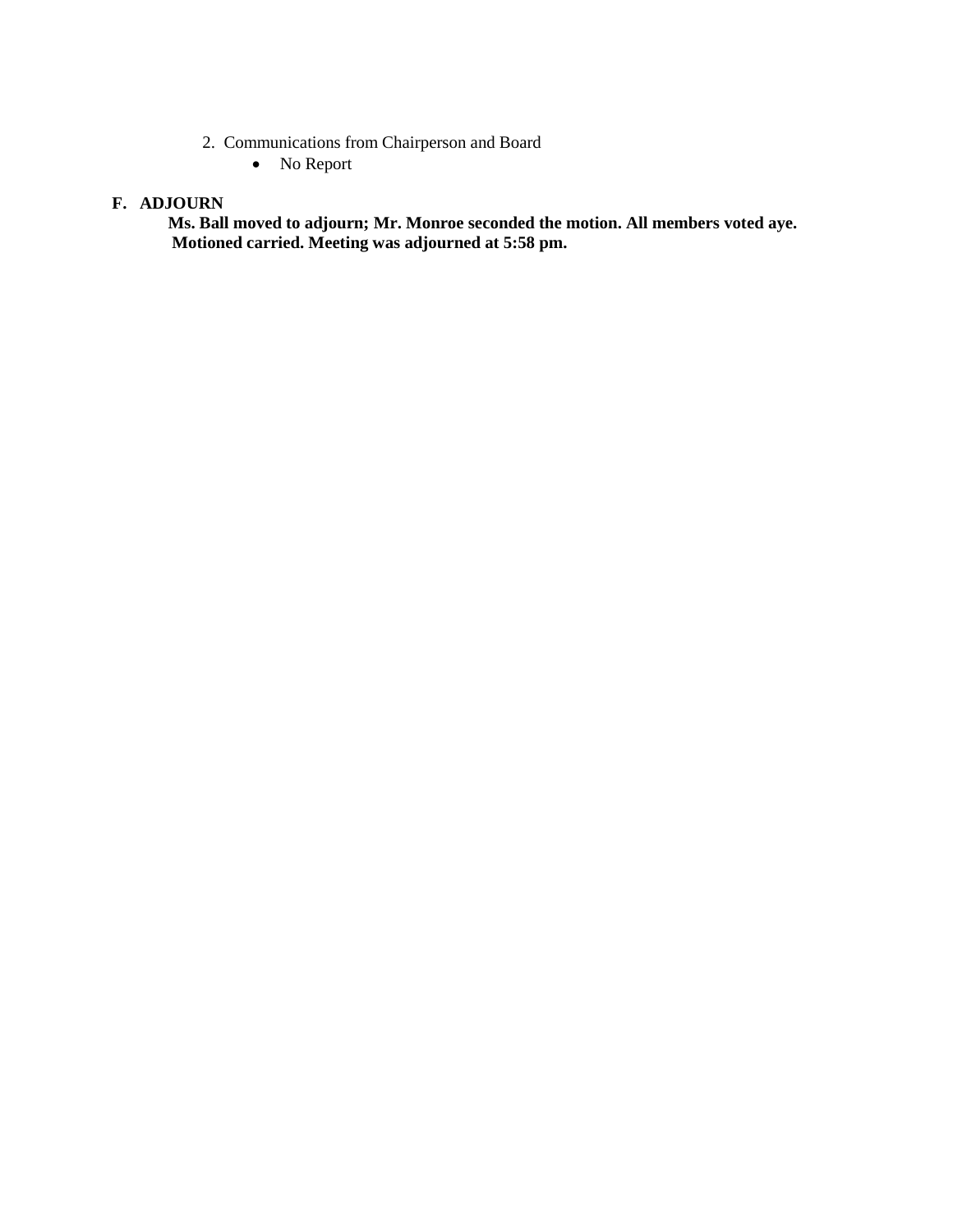2. Communications from Chairperson and Board
    - No Report

**F. ADJOURN**

**Ms. Ball moved to adjourn; Mr. Monroe seconded the motion. All members voted aye. Motioned carried. Meeting was adjourned at 5:58 pm.**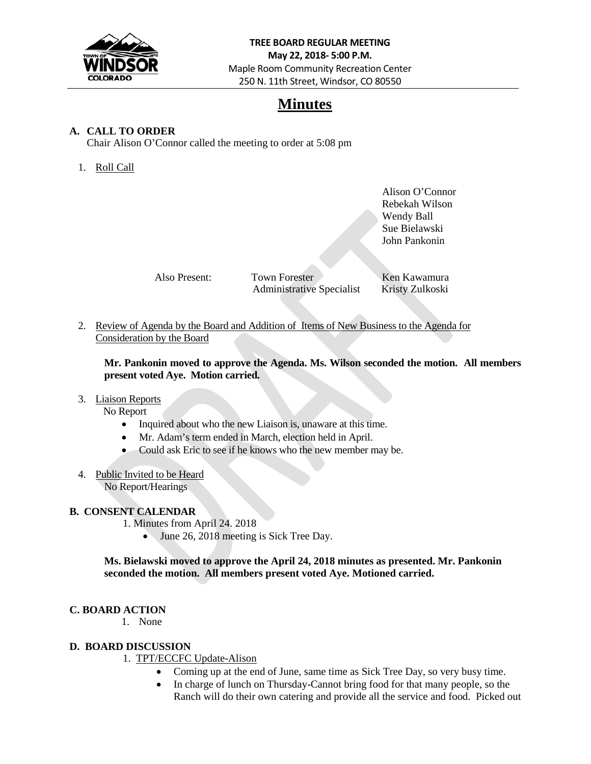**TREE BOARD REGULAR MEETING**
**May 22, 2018- 5:00 P.M.**
Maple Room Community Recreation Center
250 N. 11th Street, Windsor, CO 80550

# Minutes

## A. CALL TO ORDER

Chair Alison O'Connor called the meeting to order at 5:08 pm

1. Roll Call

Alison O'Connor
Rebekah Wilson
Wendy Ball
Sue Bielawski
John Pankonin

Also Present: Town Forester Ken Kawamura
Administrative Specialist Kristy Zulkoski

2. Review of Agenda by the Board and Addition of Items of New Business to the Agenda for Consideration by the Board

**Mr. Pankonin moved to approve the Agenda. Ms. Wilson seconded the motion. All members present voted Aye. Motion carried.**

3. Liaison Reports

No Report

- Inquired about who the new Liaison is, unaware at this time.
- Mr. Adam's term ended in March, election held in April.
- Could ask Eric to see if he knows who the new member may be.

4. Public Invited to be Heard

No Report/Hearings

## B. CONSENT CALENDAR

1. Minutes from April 24. 2018
   - June 26, 2018 meeting is Sick Tree Day.

**Ms. Bielawski moved to approve the April 24, 2018 minutes as presented. Mr. Pankonin seconded the motion. All members present voted Aye. Motioned carried.**

## C. BOARD ACTION

1. None

## D. BOARD DISCUSSION

1. TPT/ECCFC Update-Alison
   - Coming up at the end of June, same time as Sick Tree Day, so very busy time.
   - In charge of lunch on Thursday-Cannot bring food for that many people, so the Ranch will do their own catering and provide all the service and food. Picked out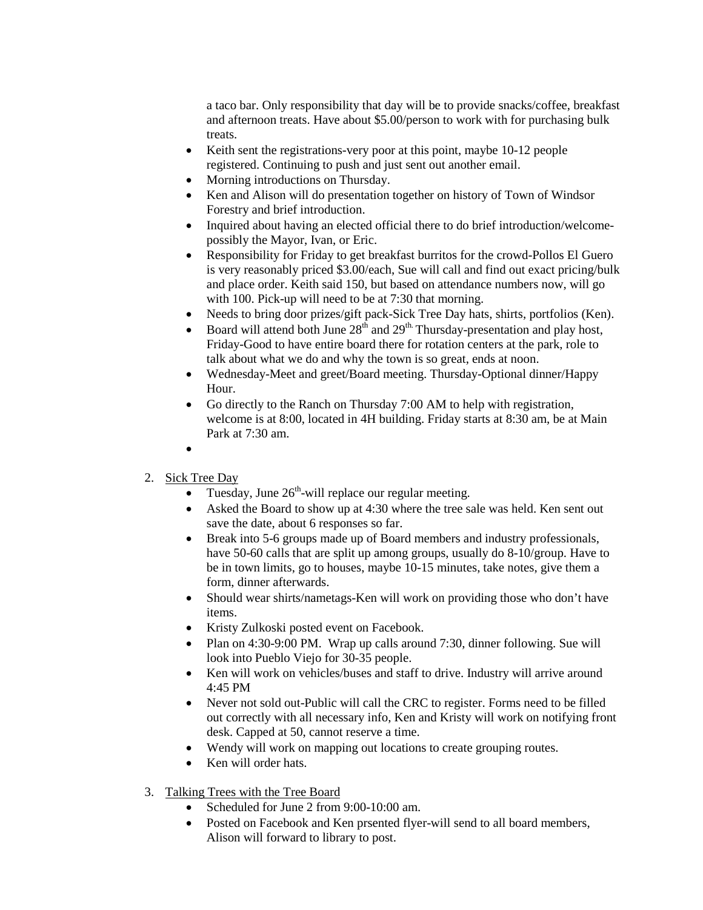a taco bar. Only responsibility that day will be to provide snacks/coffee, breakfast and afternoon treats. Have about $5.00/person to work with for purchasing bulk treats.

- Keith sent the registrations-very poor at this point, maybe 10-12 people registered. Continuing to push and just sent out another email.
- Morning introductions on Thursday.
- Ken and Alison will do presentation together on history of Town of Windsor Forestry and brief introduction.
- Inquired about having an elected official there to do brief introduction/welcome-possibly the Mayor, Ivan, or Eric.
- Responsibility for Friday to get breakfast burritos for the crowd-Pollos El Guero is very reasonably priced $3.00/each, Sue will call and find out exact pricing/bulk and place order. Keith said 150, but based on attendance numbers now, will go with 100. Pick-up will need to be at 7:30 that morning.
- Needs to bring door prizes/gift pack-Sick Tree Day hats, shirts, portfolios (Ken).
- Board will attend both June 28th and 29th. Thursday-presentation and play host, Friday-Good to have entire board there for rotation centers at the park, role to talk about what we do and why the town is so great, ends at noon.
- Wednesday-Meet and greet/Board meeting. Thursday-Optional dinner/Happy Hour.
- Go directly to the Ranch on Thursday 7:00 AM to help with registration, welcome is at 8:00, located in 4H building. Friday starts at 8:30 am, be at Main Park at 7:30 am.
-

2. Sick Tree Day
   - Tuesday, June 26th-will replace our regular meeting.
   - Asked the Board to show up at 4:30 where the tree sale was held. Ken sent out save the date, about 6 responses so far.
   - Break into 5-6 groups made up of Board members and industry professionals, have 50-60 calls that are split up among groups, usually do 8-10/group. Have to be in town limits, go to houses, maybe 10-15 minutes, take notes, give them a form, dinner afterwards.
   - Should wear shirts/nametags-Ken will work on providing those who don't have items.
   - Kristy Zulkoski posted event on Facebook.
   - Plan on 4:30-9:00 PM. Wrap up calls around 7:30, dinner following. Sue will look into Pueblo Viejo for 30-35 people.
   - Ken will work on vehicles/buses and staff to drive. Industry will arrive around 4:45 PM
   - Never not sold out-Public will call the CRC to register. Forms need to be filled out correctly with all necessary info, Ken and Kristy will work on notifying front desk. Capped at 50, cannot reserve a time.
   - Wendy will work on mapping out locations to create grouping routes.
   - Ken will order hats.

3. Talking Trees with the Tree Board
   - Scheduled for June 2 from 9:00-10:00 am.
   - Posted on Facebook and Ken prsented flyer-will send to all board members, Alison will forward to library to post.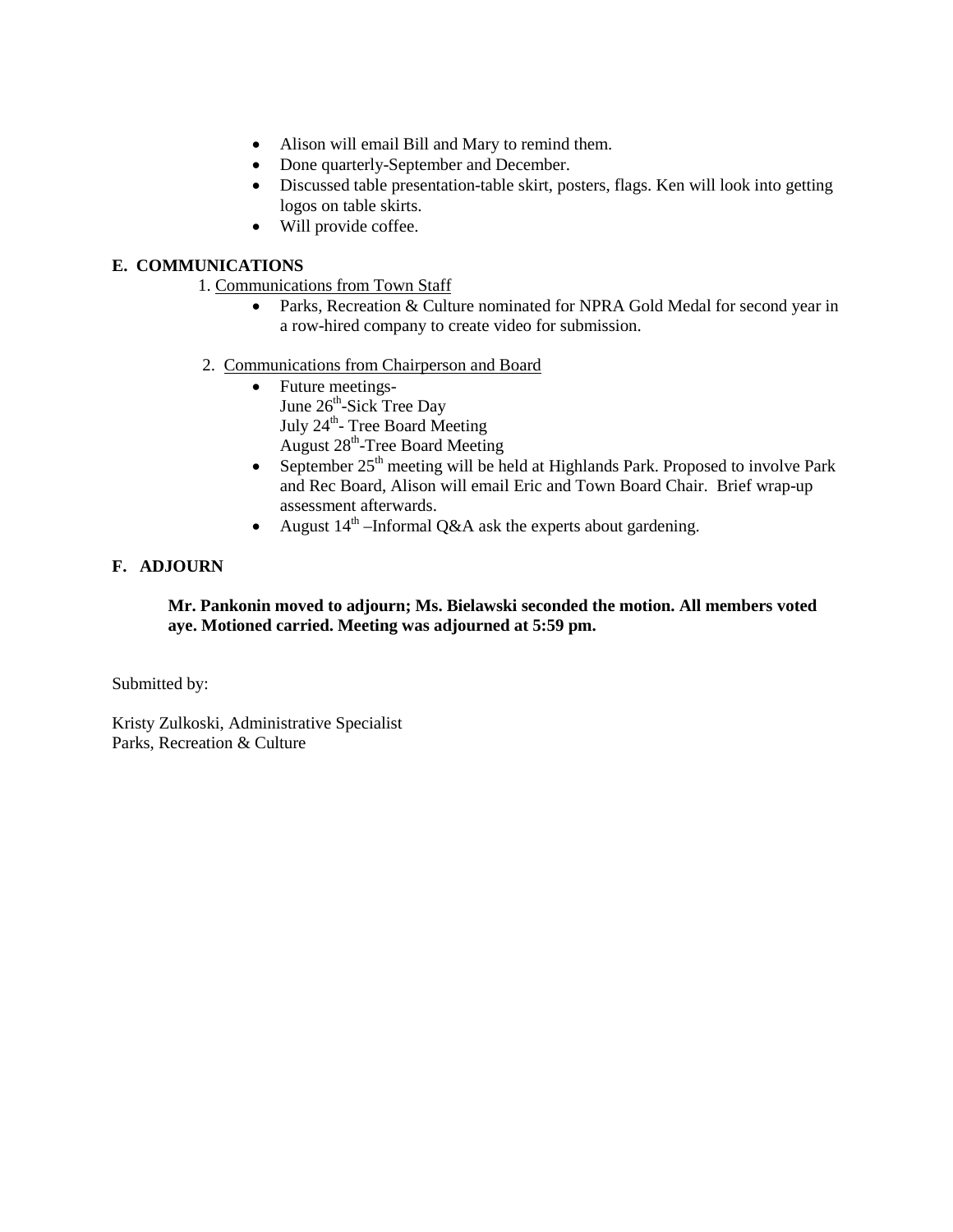- Alison will email Bill and Mary to remind them.
- Done quarterly-September and December.
- Discussed table presentation-table skirt, posters, flags. Ken will look into getting logos on table skirts.
- Will provide coffee.

**E. COMMUNICATIONS**

1. Communications from Town Staff
    - Parks, Recreation & Culture nominated for NPRA Gold Medal for second year in a row-hired company to create video for submission.

2. Communications from Chairperson and Board
    - Future meetings-
      June 26th-Sick Tree Day
      July 24th- Tree Board Meeting
      August 28th-Tree Board Meeting
    - September 25th meeting will be held at Highlands Park. Proposed to involve Park and Rec Board, Alison will email Eric and Town Board Chair. Brief wrap-up assessment afterwards.
    - August 14th –Informal Q&A ask the experts about gardening.

**F. ADJOURN**

**Mr. Pankonin moved to adjourn; Ms. Bielawski seconded the motion. All members voted aye. Motioned carried. Meeting was adjourned at 5:59 pm.**

Submitted by:

Kristy Zulkoski, Administrative Specialist
Parks, Recreation & Culture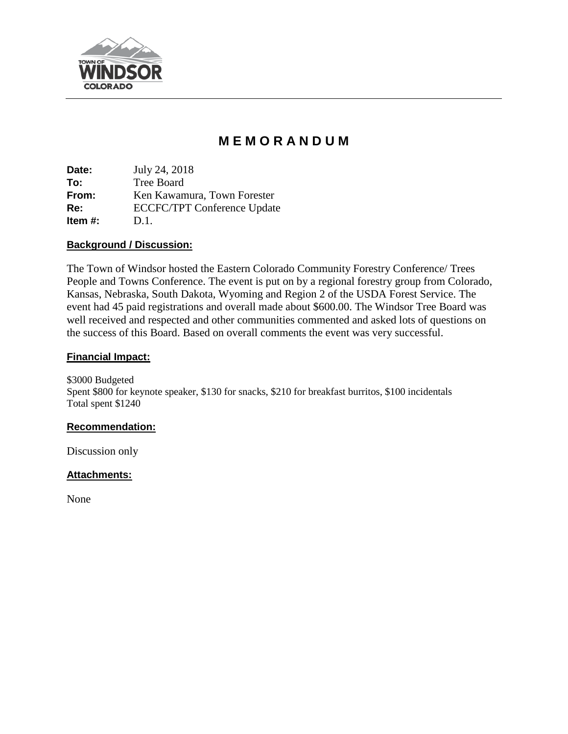TOWN OF WINDSOR COLORADO

# MEMORANDUM

**Date:** July 24, 2018
**To:** Tree Board
**From:** Ken Kawamura, Town Forester
**Re:** ECCFC/TPT Conference Update
**Item #:** D.1.

**Background / Discussion:**

The Town of Windsor hosted the Eastern Colorado Community Forestry Conference/ Trees People and Towns Conference. The event is put on by a regional forestry group from Colorado, Kansas, Nebraska, South Dakota, Wyoming and Region 2 of the USDA Forest Service. The event had 45 paid registrations and overall made about $600.00. The Windsor Tree Board was well received and respected and other communities commented and asked lots of questions on the success of this Board. Based on overall comments the event was very successful.

**Financial Impact:**

$3000 Budgeted
Spent $800 for keynote speaker, $130 for snacks, $210 for breakfast burritos, $100 incidentals
Total spent $1240

**Recommendation:**

Discussion only

**Attachments:**

None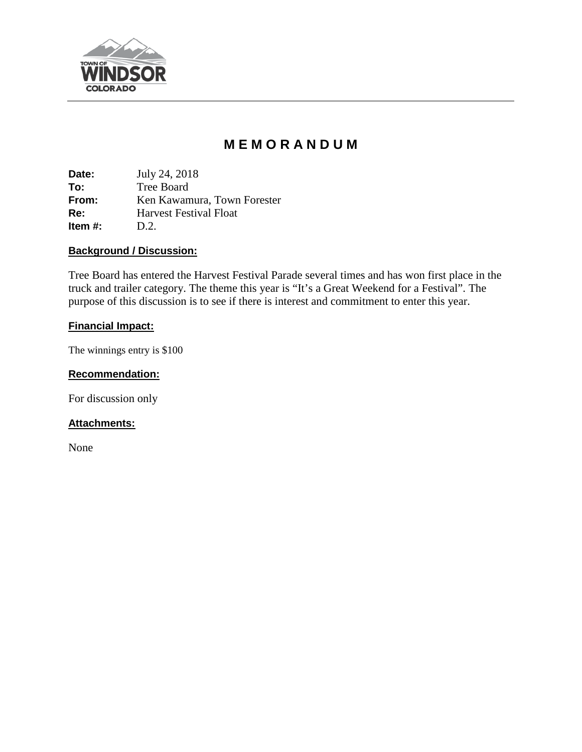TOWN OF WINDSOR COLORADO

# M E M O R A N D U M

**Date:** July 24, 2018
**To:** Tree Board
**From:** Ken Kawamura, Town Forester
**Re:** Harvest Festival Float
**Item #:** D.2.

## Background / Discussion:

Tree Board has entered the Harvest Festival Parade several times and has won first place in the truck and trailer category. The theme this year is "It's a Great Weekend for a Festival". The purpose of this discussion is to see if there is interest and commitment to enter this year.

## Financial Impact:

The winnings entry is $100

## Recommendation:

For discussion only

## Attachments:

None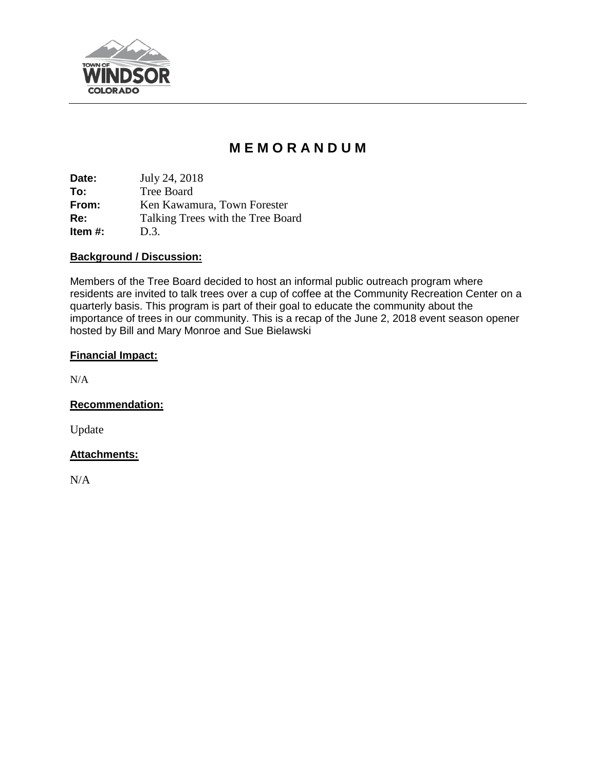# M E M O R A N D U M

**Date:** July 24, 2018
**To:** Tree Board
**From:** Ken Kawamura, Town Forester
**Re:** Talking Trees with the Tree Board
**Item #:** D.3.

**Background / Discussion:**

Members of the Tree Board decided to host an informal public outreach program where residents are invited to talk trees over a cup of coffee at the Community Recreation Center on a quarterly basis. This program is part of their goal to educate the community about the importance of trees in our community. This is a recap of the June 2, 2018 event season opener hosted by Bill and Mary Monroe and Sue Bielawski

**Financial Impact:**

N/A

**Recommendation:**

Update

**Attachments:**

N/A